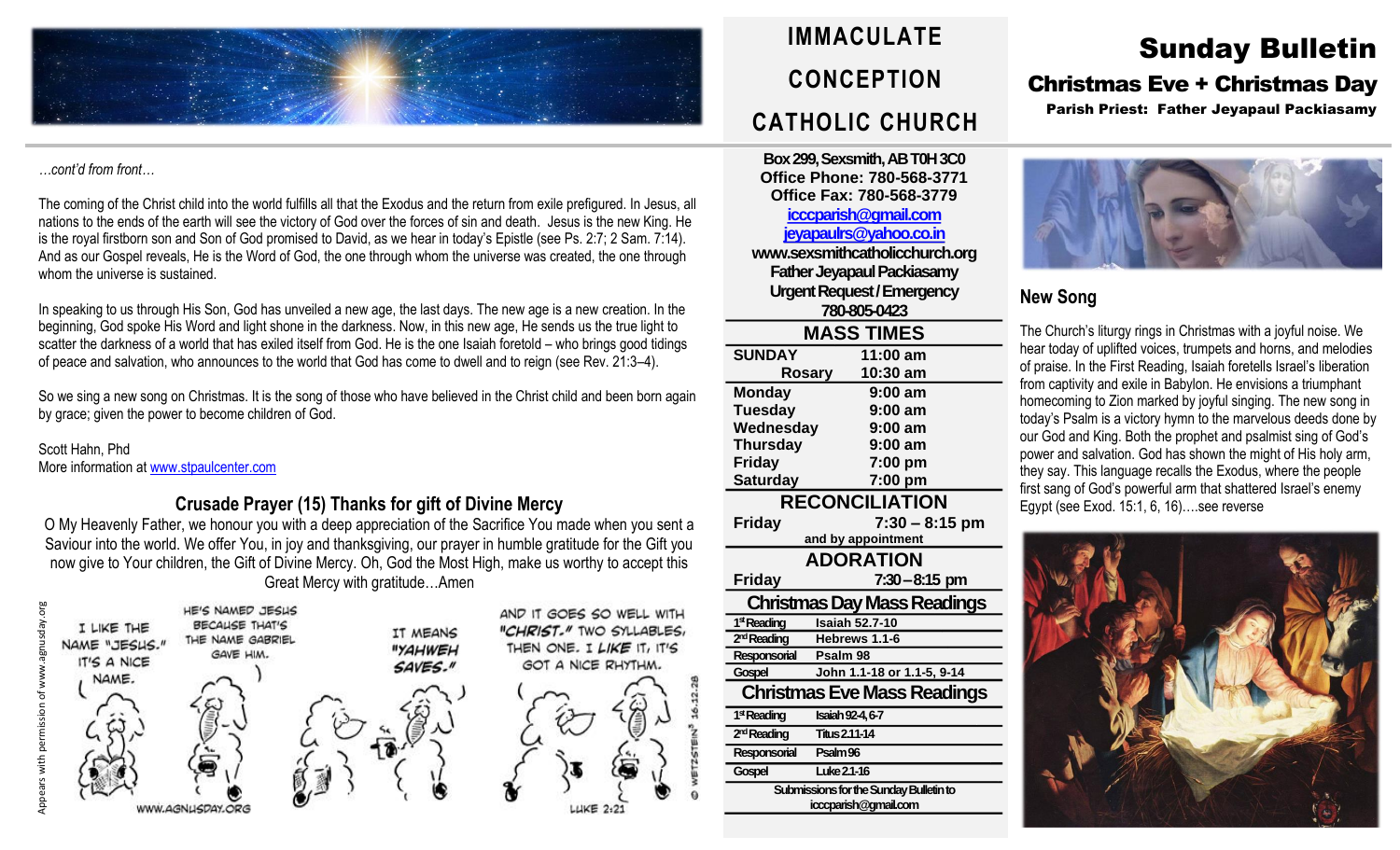# IMMACULATE CONCEPTION CATHOLIC CHURCH

# Sunday Bulletin

## Christmas Eve + Christmas Day

**Parish Priest: Father Jeyapaul Packiasamy**

*…cont'd from front…*

The coming of the Christ child into the world fulfills all that the Exodus and the return from exile prefigured. In Jesus, all nations to the ends of the earth will see the victory of God over the forces of sin and death. Jesus is the new King. He is the royal firstborn son and Son of God promised to David, as we hear in today's Epistle (see Ps. 2:7; 2 Sam. 7:14). And as our Gospel reveals, He is the Word of God, the one through whom the universe was created, the one through whom the universe is sustained.

In speaking to us through His Son, God has unveiled a new age, the last days. The new age is a new creation. In the beginning, God spoke His Word and light shone in the darkness. Now, in this new age, He sends us the true light to scatter the darkness of a world that has exiled itself from God. He is the one Isaiah foretold – who brings good tidings of peace and salvation, who announces to the world that God has come to dwell and to reign (see Rev. 21:3–4).

So we sing a new song on Christmas. It is the song of those who have believed in the Christ child and been born again by grace; given the power to become children of God.

Scott Hahn, Phd
More information at www.stpaulcenter.com

### Crusade Prayer (15) Thanks for gift of Divine Mercy

O My Heavenly Father, we honour you with a deep appreciation of the Sacrifice You made when you sent a Saviour into the world. We offer You, in joy and thanksgiving, our prayer in humble gratitude for the Gift you now give to Your children, the Gift of Divine Mercy. Oh, God the Most High, make us worthy to accept this Great Mercy with gratitude…Amen

Box 299, Sexsmith, AB T0H 3C0
Office Phone: 780-568-3771
Office Fax: 780-568-3779
iccparish@gmail.com
jeyapaulrs@yahoo.co.in
www.sexsmithcatholicchurch.org
Father Jeyapaul Packiasamy
Urgent Request / Emergency
780-805-0423

### MASS TIMES

| | |
|---|---|
| SUNDAY | 11:00 am |
| Rosary | 10:30 am |
| Monday | 9:00 am |
| Tuesday | 9:00 am |
| Wednesday | 9:00 am |
| Thursday | 9:00 am |
| Friday | 7:00 pm |
| Saturday | 7:00 pm |

### RECONCILIATION

| | |
|---|---|
| Friday | 7:30 – 8:15 pm |

and by appointment

### ADORATION

| | |
|---|---|
| Friday | 7:30 – 8:15 pm |

### Christmas Day Mass Readings

| | |
|---|---|
| 1st Reading | Isaiah 52.7-10 |
| 2nd Reading | Hebrews 1.1-6 |
| Responsorial | Psalm 98 |
| Gospel | John 1.1-18 or 1.1-5, 9-14 |

### Christmas Eve Mass Readings

| | |
|---|---|
| 1st Reading | Isaiah 92.4, 6-7 |
| 2nd Reading | Titus 2.11-14 |
| Responsorial | Psalm 96 |
| Gospel | Luke 2.1-16 |

Submissions for the Sunday Bulletin to iccparish@gmail.com

## New Song

The Church's liturgy rings in Christmas with a joyful noise. We hear today of uplifted voices, trumpets and horns, and melodies of praise. In the First Reading, Isaiah foretells Israel's liberation from captivity and exile in Babylon. He envisions a triumphant homecoming to Zion marked by joyful singing. The new song in today's Psalm is a victory hymn to the marvelous deeds done by our God and King. Both the prophet and psalmist sing of God's power and salvation. God has shown the might of His holy arm, they say. This language recalls the Exodus, where the people first sang of God's powerful arm that shattered Israel's enemy Egypt (see Exod. 15:1, 6, 16)….see reverse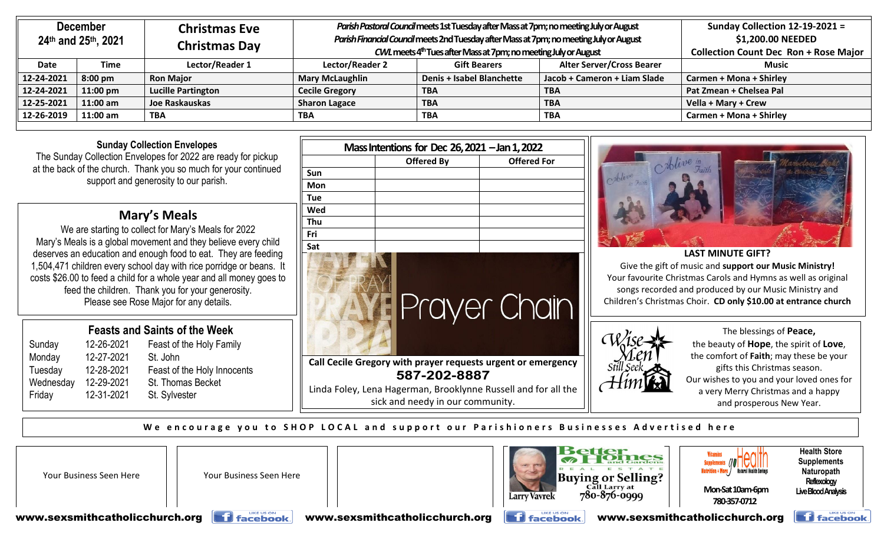| December 24th and 25th, 2021 | | Christmas Eve Christmas Day | *Parish Pastoral Council meets 1st Tuesday after Mass at 7pm; no meeting July or August* *Parish Financial Council meets 2nd Tuesday after Mass at 7pm; no meeting July or August* *CWL meets 4th Tues after Mass at 7pm; no meeting July or August* | | | Sunday Collection 12-19-2021 = $1,200.00 NEEDED Collection Count Dec Ron + Rose Major |
|---|---|---|---|---|---|---|
| **Date** | **Time** | **Lector/Reader 1** | **Lector/Reader 2** | **Gift Bearers** | **Alter Server/Cross Bearer** | **Music** |
| 12-24-2021 | 8:00 pm | Ron Major | Mary McLaughlin | Denis + Isabel Blanchette | Jacob + Cameron + Liam Slade | Carmen + Mona + Shirley |
| 12-24-2021 | 11:00 pm | Lucille Partington | Cecile Gregory | TBA | TBA | Pat Zmean + Chelsea Pal |
| 12-25-2021 | 11:00 am | Joe Raskauskas | Sharon Lagace | TBA | TBA | Vella + Mary + Crew |
| 12-26-2019 | 11:00 am | TBA | TBA | TBA | TBA | Carmen + Mona + Shirley |

### Sunday Collection Envelopes

The Sunday Collection Envelopes for 2022 are ready for pickup at the back of the church. Thank you so much for your continued support and generosity to our parish.

## Mary's Meals

We are starting to collect for Mary's Meals for 2022

Mary's Meals is a global movement and they believe every child deserves an education and enough food to eat. They are feeding 1,504,471 children every school day with rice porridge or beans. It costs $26.00 to feed a child for a whole year and all money goes to feed the children. Thank you for your generosity.

Please see Rose Major for any details.

### Feasts and Saints of the Week

| | | |
|---|---|---|
| Sunday | 12-26-2021 | Feast of the Holy Family |
| Monday | 12-27-2021 | St. John |
| Tuesday | 12-28-2021 | Feast of the Holy Innocents |
| Wednesday | 12-29-2021 | St. Thomas Becket |
| Friday | 12-31-2021 | St. Sylvester |

### Mass Intentions for Dec 26, 2021 – Jan 1, 2022

| | Offered By | Offered For |
|---|---|---|
| Sun | | |
| Mon | | |
| Tue | | |
| Wed | | |
| Thu | | |
| Fri | | |
| Sat | | |

### Prayer Chain

**Call Cecile Gregory with prayer requests urgent or emergency**

**587-202-8887**

Linda Foley, Lena Hagerman, Brooklynne Russell and for all the sick and needy in our community.

**LAST MINUTE GIFT?**

Give the gift of music and **support our Music Ministry!** Your favourite Christmas Carols and Hymns as well as original songs recorded and produced by our Music Ministry and Children's Christmas Choir. **CD only $10.00 at entrance church**

Wise Men Still Seek Him

The blessings of **Peace,** the beauty of **Hope**, the spirit of **Love**, the comfort of **Faith**; may these be your gifts this Christmas season. Our wishes to you and your loved ones for a very Merry Christmas and a happy and prosperous New Year.

**We encourage you to SHOP LOCAL and support our Parishioners Businesses Advertised here**

Your Business Seen Here

Your Business Seen Here

Better Homes and Gardens Real Estate — Buying or Selling? Call Larry at 780-876-0999 — Larry Vavrek

Vitamins, Supplements, Nutrition + More — go Health Natural Health Savings — Mon-Sat 10am-6pm — 780-357-0712 — Health Store, Supplements, Naturopath, Reflexology, Live Blood Analysis

www.sexsmithcatholicchurch.org — LIKE US ON facebook